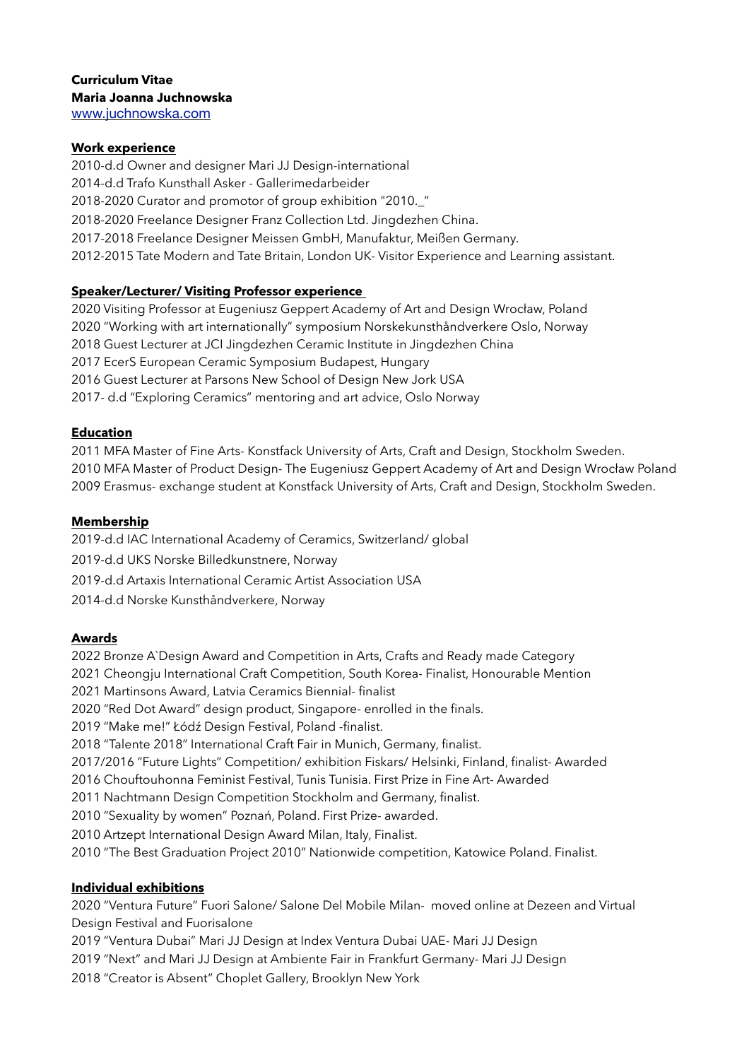**Curriculum Vitae**
**Maria Joanna Juchnowska**
[www.juchnowska.com](http://www.juchnowska.com)

**Work experience**

2010-d.d Owner and designer Mari JJ Design-international
2014-d.d Trafo Kunsthall Asker - Gallerimedarbeider
2018-2020 Curator and promotor of group exhibition "2010._"
2018-2020 Freelance Designer Franz Collection Ltd. Jingdezhen China.
2017-2018 Freelance Designer Meissen GmbH, Manufaktur, Meißen Germany.
2012-2015 Tate Modern and Tate Britain, London UK- Visitor Experience and Learning assistant.

**Speaker/Lecturer/ Visiting Professor experience**

2020 Visiting Professor at Eugeniusz Geppert Academy of Art and Design Wrocław, Poland
2020 "Working with art internationally" symposium Norskekunsthåndverkere Oslo, Norway
2018 Guest Lecturer at JCI Jingdezhen Ceramic Institute in Jingdezhen China
2017 EcerS European Ceramic Symposium Budapest, Hungary
2016 Guest Lecturer at Parsons New School of Design New Jork USA
2017- d.d "Exploring Ceramics" mentoring and art advice, Oslo Norway

**Education**

2011 MFA Master of Fine Arts- Konstfack University of Arts, Craft and Design, Stockholm Sweden.
2010 MFA Master of Product Design- The Eugeniusz Geppert Academy of Art and Design Wrocław Poland
2009 Erasmus- exchange student at Konstfack University of Arts, Craft and Design, Stockholm Sweden.

**Membership**

2019-d.d IAC International Academy of Ceramics, Switzerland/ global
2019-d.d UKS Norske Billedkunstnere, Norway
2019-d.d Artaxis International Ceramic Artist Association USA
2014-d.d Norske Kunsthåndverkere, Norway

**Awards**

2022 Bronze A`Design Award and Competition in Arts, Crafts and Ready made Category
2021 Cheongju International Craft Competition, South Korea- Finalist, Honourable Mention
2021 Martinsons Award, Latvia Ceramics Biennial- finalist
2020 "Red Dot Award" design product, Singapore- enrolled in the finals.
2019 "Make me!" Łódź Design Festival, Poland -finalist.
2018 "Talente 2018" International Craft Fair in Munich, Germany, finalist.
2017/2016 "Future Lights" Competition/ exhibition Fiskars/ Helsinki, Finland, finalist- Awarded
2016 Chouftouhonna Feminist Festival, Tunis Tunisia. First Prize in Fine Art- Awarded
2011 Nachtmann Design Competition Stockholm and Germany, finalist.
2010 "Sexuality by women" Poznań, Poland. First Prize- awarded.
2010 Artzept International Design Award Milan, Italy, Finalist.
2010 "The Best Graduation Project 2010" Nationwide competition, Katowice Poland. Finalist.

**Individual exhibitions**

2020 "Ventura Future" Fuori Salone/ Salone Del Mobile Milan- moved online at Dezeen and Virtual Design Festival and Fuorisalone
2019 "Ventura Dubai" Mari JJ Design at Index Ventura Dubai UAE- Mari JJ Design
2019 "Next" and Mari JJ Design at Ambiente Fair in Frankfurt Germany- Mari JJ Design
2018 "Creator is Absent" Choplet Gallery, Brooklyn New York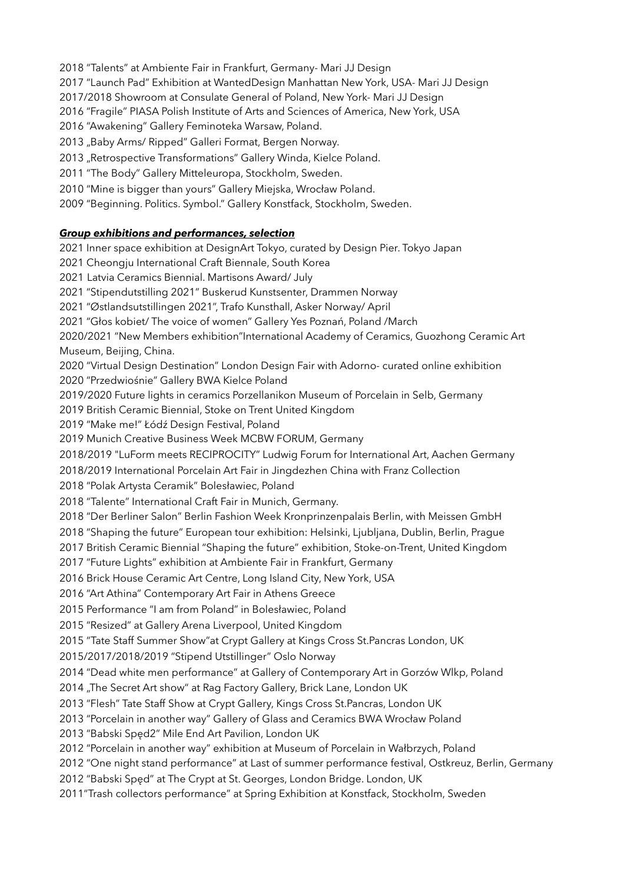2018 “Talents” at Ambiente Fair in Frankfurt, Germany- Mari JJ Design
2017 “Launch Pad” Exhibition at WantedDesign Manhattan New York, USA- Mari JJ Design
2017/2018 Showroom at Consulate General of Poland, New York- Mari JJ Design
2016 “Fragile” PIASA Polish Institute of Arts and Sciences of America, New York, USA
2016 “Awakening” Gallery Feminoteka Warsaw, Poland.
2013 „Baby Arms/ Ripped” Galleri Format, Bergen Norway.
2013 „Retrospective Transformations” Gallery Winda, Kielce Poland.
2011 “The Body” Gallery Mitteleuropa, Stockholm, Sweden.
2010 “Mine is bigger than yours” Gallery Miejska, Wrocław Poland.
2009 “Beginning. Politics. Symbol.” Gallery Konstfack, Stockholm, Sweden.

***Group exhibitions and performances, selection***

2021 Inner space exhibition at DesignArt Tokyo, curated by Design Pier. Tokyo Japan
2021 Cheongju International Craft Biennale, South Korea
2021 Latvia Ceramics Biennial. Martisons Award/ July
2021 “Stipendutstilling 2021” Buskerud Kunstsenter, Drammen Norway
2021 “Østlandsutstillingen 2021”, Trafo Kunsthall, Asker Norway/ April
2021 “Głos kobiet/ The voice of women” Gallery Yes Poznań, Poland /March
2020/2021 “New Members exhibition”International Academy of Ceramics, Guozhong Ceramic Art Museum, Beijing, China.
2020 “Virtual Design Destination” London Design Fair with Adorno- curated online exhibition
2020 “Przedwiośnie” Gallery BWA Kielce Poland
2019/2020 Future lights in ceramics Porzellanikon Museum of Porcelain in Selb, Germany
2019 British Ceramic Biennial, Stoke on Trent United Kingdom
2019 “Make me!” Łódź Design Festival, Poland
2019 Munich Creative Business Week MCBW FORUM, Germany
2018/2019 "LuForm meets RECIPROCITY" Ludwig Forum for International Art, Aachen Germany
2018/2019 International Porcelain Art Fair in Jingdezhen China with Franz Collection
2018 “Polak Artysta Ceramik” Bolesławiec, Poland
2018 “Talente” International Craft Fair in Munich, Germany.
2018 “Der Berliner Salon” Berlin Fashion Week Kronprinzenpalais Berlin, with Meissen GmbH
2018 “Shaping the future” European tour exhibition: Helsinki, Ljubljana, Dublin, Berlin, Prague
2017 British Ceramic Biennial “Shaping the future” exhibition, Stoke-on-Trent, United Kingdom
2017 “Future Lights” exhibition at Ambiente Fair in Frankfurt, Germany
2016 Brick House Ceramic Art Centre, Long Island City, New York, USA
2016 “Art Athina” Contemporary Art Fair in Athens Greece
2015 Performance “I am from Poland” in Bolesławiec, Poland
2015 “Resized” at Gallery Arena Liverpool, United Kingdom
2015 “Tate Staff Summer Show”at Crypt Gallery at Kings Cross St.Pancras London, UK
2015/2017/2018/2019 “Stipend Utstillinger” Oslo Norway
2014 “Dead white men performance” at Gallery of Contemporary Art in Gorzów Wlkp, Poland
2014 „The Secret Art show” at Rag Factory Gallery, Brick Lane, London UK
2013 “Flesh” Tate Staff Show at Crypt Gallery, Kings Cross St.Pancras, London UK
2013 “Porcelain in another way” Gallery of Glass and Ceramics BWA Wrocław Poland
2013 “Babski Spęd2” Mile End Art Pavilion, London UK
2012 “Porcelain in another way” exhibition at Museum of Porcelain in Wałbrzych, Poland
2012 “One night stand performance” at Last of summer performance festival, Ostkreuz, Berlin, Germany
2012 “Babski Spęd” at The Crypt at St. Georges, London Bridge. London, UK
2011“Trash collectors performance” at Spring Exhibition at Konstfack, Stockholm, Sweden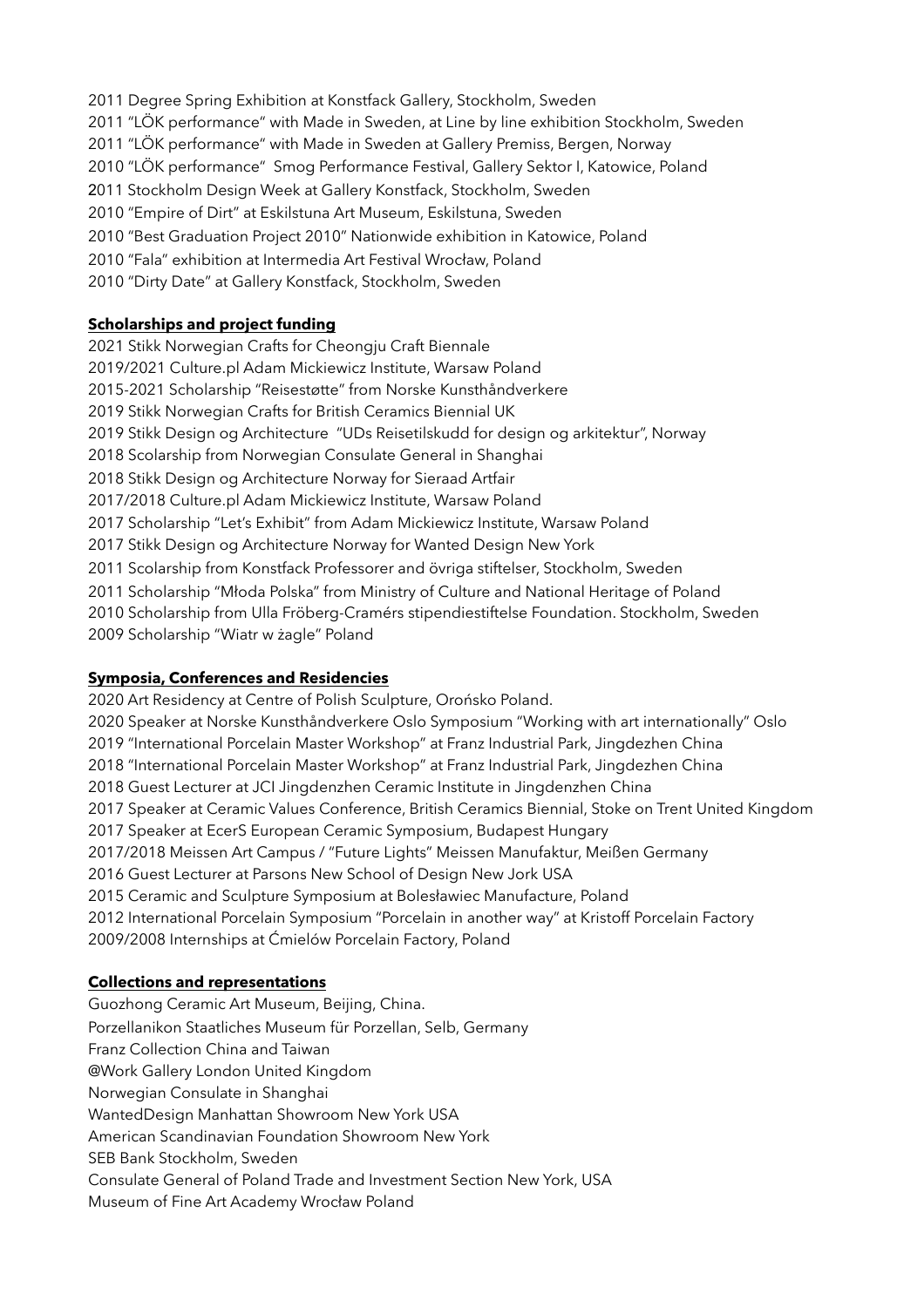2011 Degree Spring Exhibition at Konstfack Gallery, Stockholm, Sweden
2011 "LÖK performance" with Made in Sweden, at Line by line exhibition Stockholm, Sweden
2011 "LÖK performance" with Made in Sweden at Gallery Premiss, Bergen, Norway
2010 "LÖK performance" Smog Performance Festival, Gallery Sektor I, Katowice, Poland
2011 Stockholm Design Week at Gallery Konstfack, Stockholm, Sweden
2010 "Empire of Dirt" at Eskilstuna Art Museum, Eskilstuna, Sweden
2010 "Best Graduation Project 2010" Nationwide exhibition in Katowice, Poland
2010 "Fala" exhibition at Intermedia Art Festival Wrocław, Poland
2010 "Dirty Date" at Gallery Konstfack, Stockholm, Sweden

**Scholarships and project funding**

2021 Stikk Norwegian Crafts for Cheongju Craft Biennale
2019/2021 Culture.pl Adam Mickiewicz Institute, Warsaw Poland
2015-2021 Scholarship "Reisestøtte" from Norske Kunsthåndverkere
2019 Stikk Norwegian Crafts for British Ceramics Biennial UK
2019 Stikk Design og Architecture "UDs Reisetilskudd for design og arkitektur", Norway
2018 Scolarship from Norwegian Consulate General in Shanghai
2018 Stikk Design og Architecture Norway for Sieraad Artfair
2017/2018 Culture.pl Adam Mickiewicz Institute, Warsaw Poland
2017 Scholarship "Let's Exhibit" from Adam Mickiewicz Institute, Warsaw Poland
2017 Stikk Design og Architecture Norway for Wanted Design New York
2011 Scolarship from Konstfack Professorer and övriga stiftelser, Stockholm, Sweden
2011 Scholarship "Młoda Polska" from Ministry of Culture and National Heritage of Poland
2010 Scholarship from Ulla Fröberg-Cramérs stipendiestiftelse Foundation. Stockholm, Sweden
2009 Scholarship "Wiatr w żagle" Poland

**Symposia, Conferences and Residencies**

2020 Art Residency at Centre of Polish Sculpture, Orońsko Poland.
2020 Speaker at Norske Kunsthåndverkere Oslo Symposium "Working with art internationally" Oslo
2019 "International Porcelain Master Workshop" at Franz Industrial Park, Jingdezhen China
2018 "International Porcelain Master Workshop" at Franz Industrial Park, Jingdezhen China
2018 Guest Lecturer at JCI Jingdenzhen Ceramic Institute in Jingdenzhen China
2017 Speaker at Ceramic Values Conference, British Ceramics Biennial, Stoke on Trent United Kingdom
2017 Speaker at EcerS European Ceramic Symposium, Budapest Hungary
2017/2018 Meissen Art Campus / "Future Lights" Meissen Manufaktur, Meißen Germany
2016 Guest Lecturer at Parsons New School of Design New Jork USA
2015 Ceramic and Sculpture Symposium at Bolesławiec Manufacture, Poland
2012 International Porcelain Symposium "Porcelain in another way" at Kristoff Porcelain Factory
2009/2008 Internships at Ćmielów Porcelain Factory, Poland

**Collections and representations**

Guozhong Ceramic Art Museum, Beijing, China.
Porzellanikon Staatliches Museum für Porzellan, Selb, Germany
Franz Collection China and Taiwan
@Work Gallery London United Kingdom
Norwegian Consulate in Shanghai
WantedDesign Manhattan Showroom New York USA
American Scandinavian Foundation Showroom New York
SEB Bank Stockholm, Sweden
Consulate General of Poland Trade and Investment Section New York, USA
Museum of Fine Art Academy Wrocław Poland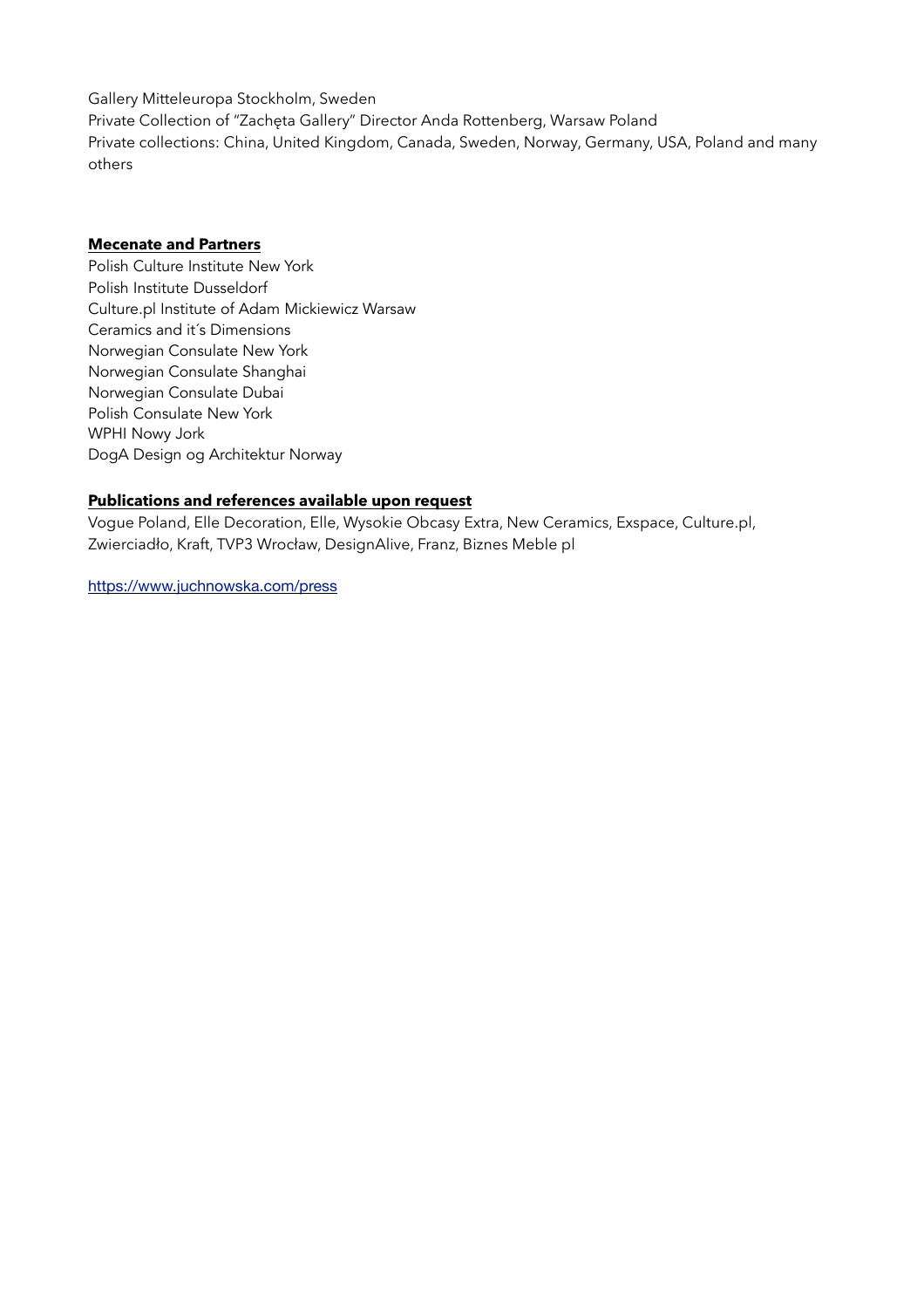Gallery Mitteleuropa Stockholm, Sweden
Private Collection of "Zachęta Gallery" Director Anda Rottenberg, Warsaw Poland
Private collections: China, United Kingdom, Canada, Sweden, Norway, Germany, USA, Poland and many others

**Mecenate and Partners**

Polish Culture Institute New York
Polish Institute Dusseldorf
Culture.pl Institute of Adam Mickiewicz Warsaw
Ceramics and it´s Dimensions
Norwegian Consulate New York
Norwegian Consulate Shanghai
Norwegian Consulate Dubai
Polish Consulate New York
WPHI Nowy Jork
DogA Design og Architektur Norway

**Publications and references available upon request**

Vogue Poland, Elle Decoration, Elle, Wysokie Obcasy Extra, New Ceramics, Exspace, Culture.pl, Zwierciadło, Kraft, TVP3 Wrocław, DesignAlive, Franz, Biznes Meble pl

https://www.juchnowska.com/press